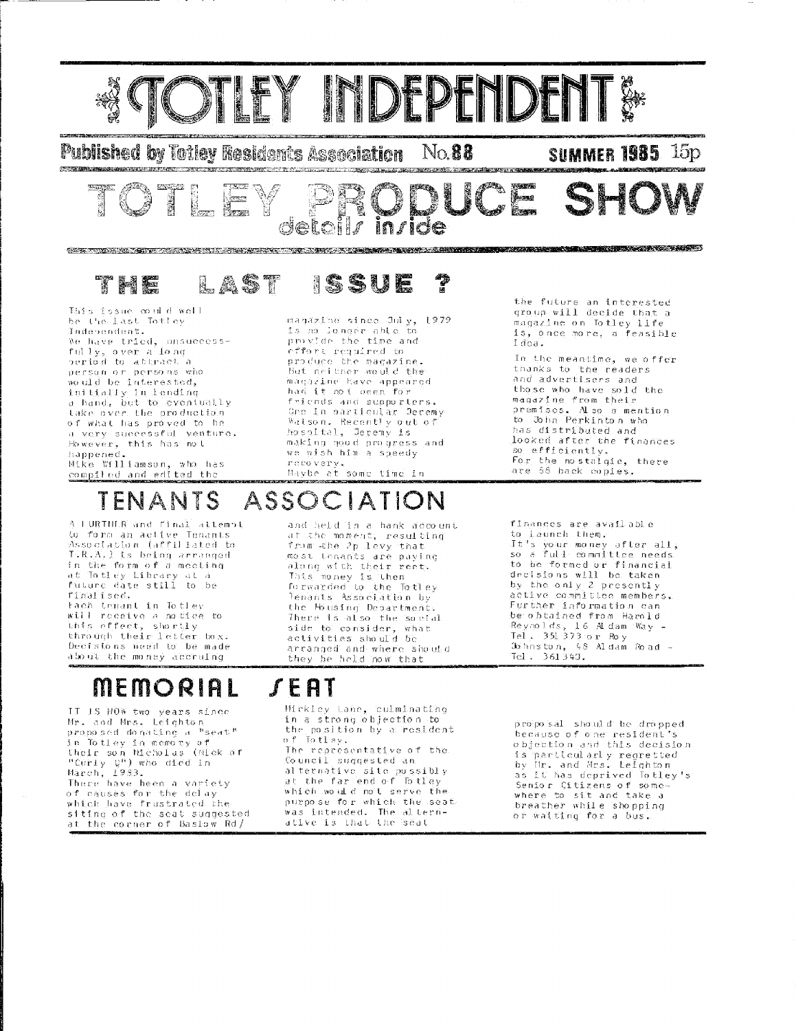# TOTLEY INDEPENDENT

**Published by Totley Residents Association** **No.88** **SUMMER 1985** 15p

## TOTLEY PRODUCE SHOW
details inside

## THE LAST ISSUE ?

This issue could well be the last Totley Independent. We have tried, unsuccessfully, over a long period to attract a person or persons who would be interested, initially in lending a hand, but to eventually take over the production of what has proved to be a very successful venture. However, this has not happened.

Mike Williamson, who has compiled and edited the magazine since July, 1979 is no longer able to provide the time and effort required to produce the magazine. But neither would the magazine have appeared had it not been for friends and supporters. One in particular Jeremy Watson. Recently out of hospital, Jeremy is making good progress and we wish him a speedy recovery.

Maybe at some time in the future an interested group will decide that a magazine on Totley life is, once more, a feasible idea.

In the meantime, we offer thanks to the readers and advertisers and those who have sold the magazine from their premises. Also a mention to John Perkinton who has distributed and looked after the finances so efficiently.

For the nostalgic, there are 58 back copies.

## TENANTS ASSOCIATION

A FURTHER and final attempt to form an active Tenants Association (affiliated to T.R.A.) is being arranged in the form of a meeting at Totley Library at a future date still to be finalised.

Each tenant in Totley will receive a notice to this effect, shortly through their letter box.

Decisions need to be made about the money accruing and held in a bank account at the moment, resulting from the 2p levy that most tenants are paying along with their rent. This money is then forwarded to the Totley Tenants Association by the Housing Department. There is also the social side to consider, what activities should be arranged and where should they be held now that finances are available to launch them.

It's your money after all, so a full committee needs to be formed or financial decisions will be taken by the only 2 presently active committee members. Further information can be obtained from Harold Reynolds, 16 Aldam Way - Tel. 351373 or Roy Johnston, 48 Aldam Road - Tel. 361340.

## MEMORIAL SEAT

IT IS NOW two years since Mr. and Mrs. Leighton proposed donating a "seat" in Totley in memory of their son Nicholas (Nick of "Curly C") who died in March, 1983.

There have been a variety of causes for the delay which have frustrated the siting of the seat suggested at the corner of Baslow Rd/ Hickley Lane, culminating in a strong objection to the position by a resident of Totley.

The representative of the Council suggested an alternative site possibly at the far end of Totley which would not serve the purpose for which the seat was intended. The alternative is that the seat proposal should be dropped because of one resident's objection and this decision is particularly regretted by Mr. and Mrs. Leighton as it has deprived Totley's Senior Citizens of somewhere to sit and take a breather while shopping or waiting for a bus.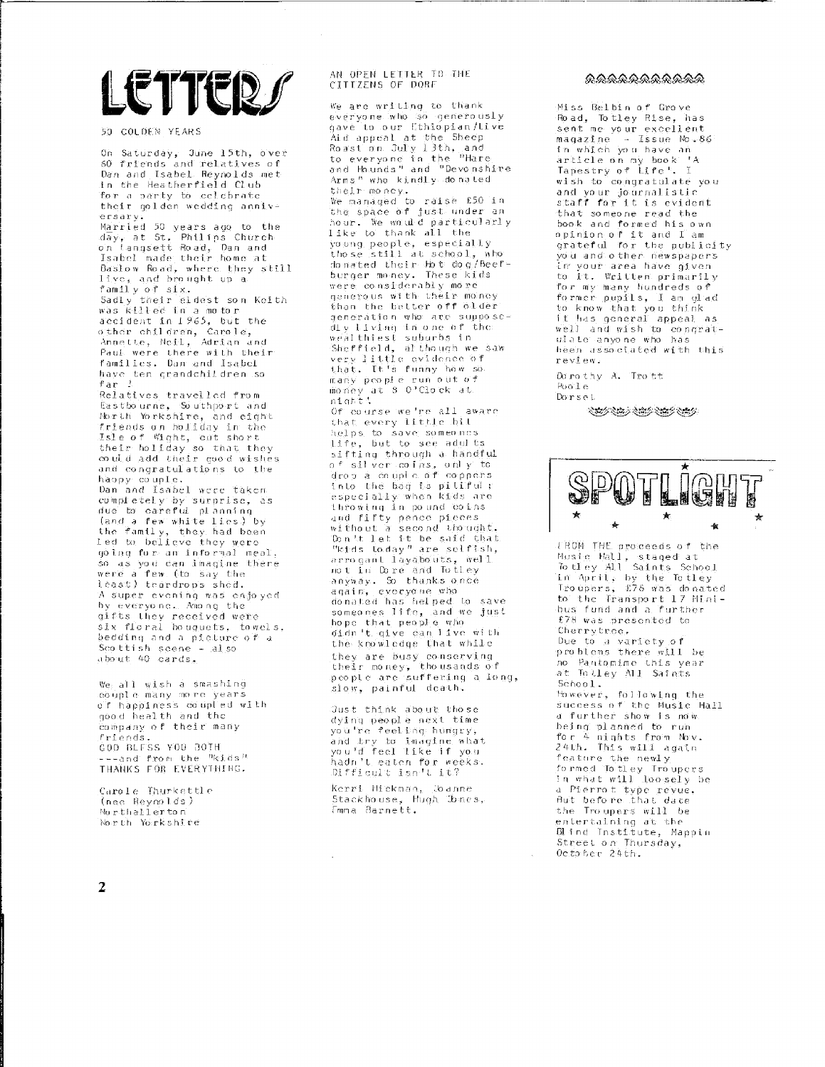# LETTERS

## 50 GOLDEN YEARS

On Saturday, June 15th, over 60 friends and relatives of Dan and Isabel Reynolds met in the Heatherfield Club for a party to celebrate their golden wedding anniversary.

Married 50 years ago to the day, at St. Philips Church on Langsett Road, Dan and Isabel made their home at Baslow Road, where they still live, and brought up a family of six.

Sadly their eldest son Keith was killed in a motor accident in 1965, but the other children, Carole, Annette, Neil, Adrian and Paul were there with their families. Dan and Isabel have ten grandchildren so far!

Relatives travelled from Eastbourne, Southport and North Yorkshire, and eight friends on holiday in the Isle of Wight, cut short their holiday so that they could add their good wishes and congratulations to the happy couple.

Dan and Isabel were taken completely by surprise, as due to careful planning (and a few white lies) by the family, they had been led to believe they were going for an informal meal, so as you can imagine there were a few (to say the least) teardrops shed.

A super evening was enjoyed by everyone. Among the gifts they received were six floral bouquets, towels, bedding and a picture of a Scottish scene - also about 40 cards.

We all wish a smashing couple many more years of happiness coupled with good health and the company of their many friends.

GOD BLESS YOU BOTH
---and from the "Kids"
THANKS FOR EVERYTHING.

Carole Thurkettle
(nee Reynolds)
Northallerton
North Yorkshire

## AN OPEN LETTER TO THE CITIZENS OF DORE

We are writing to thank everyone who so generously gave to our Ethiopian/Live Aid appeal at the Sheep Roast on July 13th, and to everyone in the "Hare and Hounds" and "Devonshire Arms" who kindly donated their money.

We managed to raise £50 in the space of just under an hour. We would particularly like to thank all the young people, especially those still at school, who donated their Hot dog/Beefburger money. These kids were considerably more generous with their money than the better off older generation who are supposedly living in one of the wealthiest suburbs in Sheffield, although we saw very little evidence of that. It's funny how so many people run out of money at 8 O'Clock at night!

Of course we're all aware that every little bit helps to save someones life, but to see adults sifting through a handful of silver coins, only to drop a couple of coppers into the bag is pitiful; especially when kids are throwing in pound coins and fifty pence pieces without a second thought. Don't let it be said that "kids today" are selfish, arrogant layabouts, well not in Dore and Totley anyway. So thanks once again, everyone who donated has helped to save someones life, and we just hope that people who didn't give can live with the knowledge that while they are busy conserving their money, thousands of people are suffering a long, slow, painful death.

Just think about those dying people next time you're feeling hungry, and try to imagine what you'd feel like if you hadn't eaten for weeks. Difficult isn't it?

Kerri Hickman, Joanne Stackhouse, Hugh Jones, Emma Barnett.

---

Miss Belbin of Grove Road, Totley Rise, has sent me your excellent magazine - Issue No.86 in which you have an article on my book 'A Tapestry of Life'. I wish to congratulate you and your journalistic staff for it is evident that someone read the book and formed his own opinion of it and I am grateful for the publicity you and other newspapers in your area have given to it. Written primarily for my many hundreds of former pupils, I am glad to know that you think it has general appeal as well and wish to congratulate anyone who has been associated with this review.

Dorothy A. Trott
Poole
Dorset

# SPOTLIGHT

FROM THE proceeds of the Music Hall, staged at Totley All Saints School in April, by the Totley Troupers, £76 was donated to the Transport 17 Minibus fund and a further £78 was presented to Cherrytree.

Due to a variety of problems there will be no Pantomime this year at Totley All Saints School.

However, following the success of the Music Hall a further show is now being planned to run for 4 nights from Nov. 24th. This will again feature the newly formed Totley Troupers in what will loosely be a Pierrot type revue. But before that date the Troupers will be entertaining at the Blind Institute, Mappin Street on Thursday, October 24th.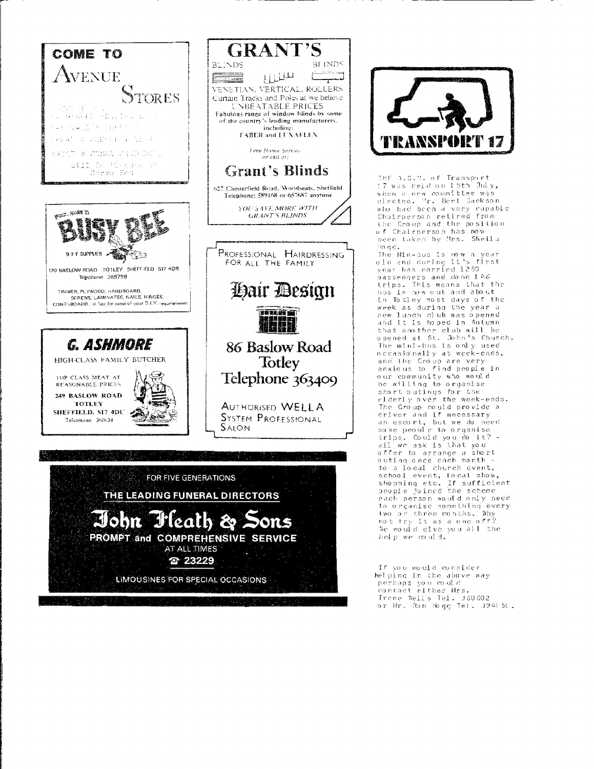## COME TO

# AVENUE STORES

---

# BUSY BEE

D.I.Y. SUPPLIES

170 BASLOW ROAD TOTLEY SHEFFIELD S17 4DR
Telephone 365798

TIMBER, PLYWOOD, HARDBOARD, SCREWS, LAMINATES, NAILS, HINGES, CONTIBOARD, in fact for most of your D.I.Y. requirements

---

## G. ASHMORE

HIGH-CLASS FAMILY BUTCHER

TOP CLASS MEAT AT REASONABLE PRICES

**249 BASLOW ROAD TOTLEY SHEFFIELD, S17 4DU**
Telephone: 360634

---

# GRANT'S

BLINDS BLINDS

VENETIAN, VERTICAL, ROLLERS
Curtain Tracks and Poles at we believe UNBEATABLE PRICES
Fabulous range of window blinds by some of the country's leading manufacturers, including:
FABER and LUXAFLEX

*Free Home Service or call at:*

## Grant's Blinds

627 Chesterfield Road, Woodseats, Sheffield
Telephone: 589168 or 657687 anytime

*YOU SAVE MORE WITH GRANT'S BLINDS*

---

PROFESSIONAL HAIRDRESSING FOR ALL THE FAMILY

# Hair Design

## 86 Baslow Road Totley Telephone 363409

AUTHORISED WELLA SYSTEM PROFESSIONAL SALON

---

FOR FIVE GENERATIONS

**THE LEADING FUNERAL DIRECTORS**

# John Heath & Sons

**PROMPT and COMPREHENSIVE SERVICE AT ALL TIMES**

☎ 23229

LIMOUSINES FOR SPECIAL OCCASIONS

---

# TRANSPORT 17

THE A.G.M. of Transport 17 was held on 15th July, when a new committee was elected. Mr. Bert Jackson who had been a very capable Chairperson retired from the Group and the position of Chairperson has now been taken by Mrs. Sheila Hogg.

The Min-bus is now a year old and during it's first year has carried 1280 passengers and done 146 trips. This means that the bus is now out and about in Totley most days of the week as during the year a new lunch club was opened and it is hoped in Autumn that another club will be opened at St. John's Church.

The mini-bus is only used occasionally at week-ends, and the Group are very anxious to find people in our community who would be willing to organise short outings for the elderly over the week-ends. The Group could provide a driver and if necessary an escort, but we do need some people to organise trips. Could you do it? - All we ask is that you offer to arrange a short outing once each month - to a local church event, school event, local show, shopping etc. If sufficient people joined the scheme each person would only need to organise something every two or three months. Why not try it as a one off? We would give you all the help we could.

If you would consider helping in the above way perhaps you could contact either Mrs. Irene Wells Tel. 360602 or Mr. Ron Hogg Tel. 394151.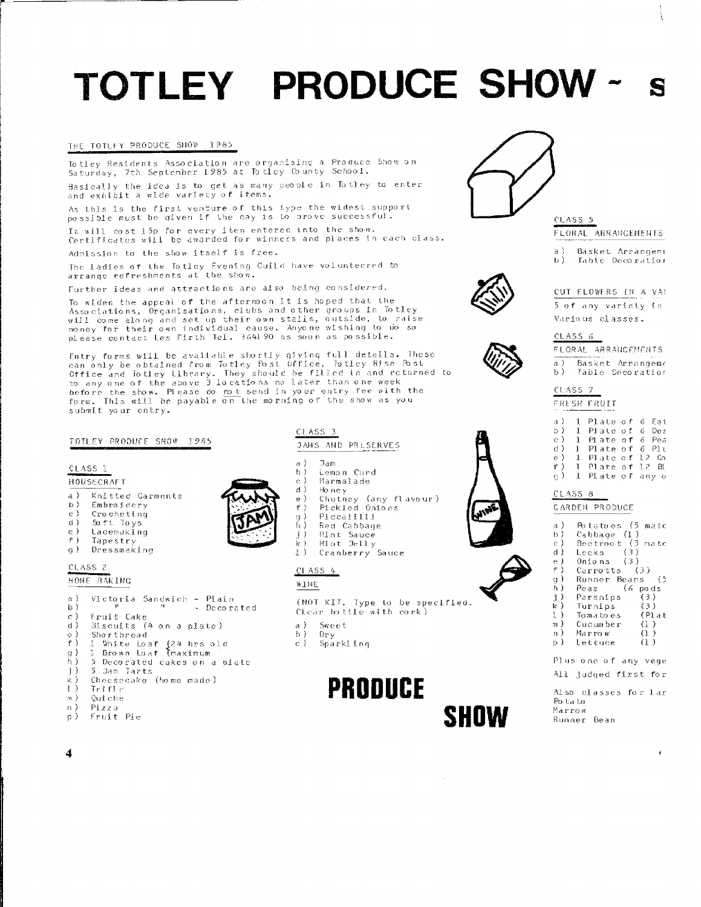# TOTLEY PRODUCE SHOW - S

THE TOTLEY PRODUCE SHOW 1985

Totley Residents Association are organising a Produce Show on Saturday, 7th September 1985 at Totley County School.

Basically the idea is to get as many people in Totley to enter and exhibit a wide variety of items.

As this is the first venture of this type the widest support possible must be given if the day is to prove successful.

It will cost 15p for every item entered into the show. Certificates will be awarded for winners and places in each class.

Admission to the show itself is free.

The ladies of the Totley Evening Guild have volunteered to arrange refreshments at the show.

Further ideas and attractions are also being considered.

To widen the appeal of the afternoon it is hoped that the Associations, Organisations, clubs and other groups in Totley will come along and set up their own stalls, outside, to raise money for their own individual cause. Anyone wishing to do so please contact Les Firth Tel. 364190 as soon as possible.

Entry forms will be available shortly giving full details. These can only be obtained from Totley Post Office, Totley Rise Post Office and Totley Library. They should be filled in and returned to to any one of the above 3 locations no later than one week before the show. Please do not send in your entry fee with the form. This will be payable on the morning of the show as you submit your entry.

TOTLEY PRODUCE SHOW 1985

CLASS 1

HOUSECRAFT

a) Knitted Garments
b) Embroidery
c) Crocheting
d) Soft Toys
e) Lacemaking
f) Tapestry
g) Dressmaking

CLASS 2

HOME BAKING

a) Victoria Sandwich - Plain
b) " " - Decorated
c) Fruit Cake
d) Biscuits (4 on a plate)
e) Shortbread
f) 1 White Loaf (24 hrs old
g) 1 Brown Loaf (maximum
h) 5 Decorated cakes on a plate
j) 5 Jam Tarts
k) Cheesecake (home made)
l) Trifle
m) Quiche
n) Pizza
p) Fruit Pie

CLASS 3

JAMS AND PRESERVES

a) Jam
b) Lemon Curd
c) Marmalade
d) Honey
e) Chutney (any flavour)
f) Pickled Onions
g) Piccalilli
h) Red Cabbage
j) Mint Sauce
k) Mint Jelly
l) Cranberry Sauce

CLASS 4

WINE

(NOT KIT. Type to be specified. Clear bottle with cork)

a) Sweet
b) Dry
c) Sparkling

PRODUCE

SHOW

CLASS 5

FLORAL ARRANGEMENTS

a) Basket Arrangem
b) Table Decoratio

CUT FLOWERS IN A VA

5 of any variety in

Various classes.

CLASS 6

FLORAL ARRANGEMENTS

a) Basket Arrangem
b) Table Decoratio

CLASS 7

FRESH FRUIT

a) 1 Plate of 6 Eat
b) 1 Plate of 6 Des
c) 1 Plate of 6 Pea
d) 1 Plate of 6 Plu
e) 1 Plate of 12 Go
f) 1 Plate of 12 Bl
g) 1 Plate of any o

CLASS 8

GARDEN PRODUCE

a) Potatoes (5 matc
b) Cabbage (1)
c) Beetroot (3 matc
d) Leeks (3)
e) Onions (3)
f) Carrotts (3)
g) Runner Beans (5
h) Peas (6 pods
j) Parsnips (3)
k) Turnips (3)
l) Tomatoes (Plat
m) Cucumber (1)
n) Marrow (1)
p) Lettuce (1)

Plus one of any vege

All judged first for

Also classes for lar
Potato
Marrow
Runner Bean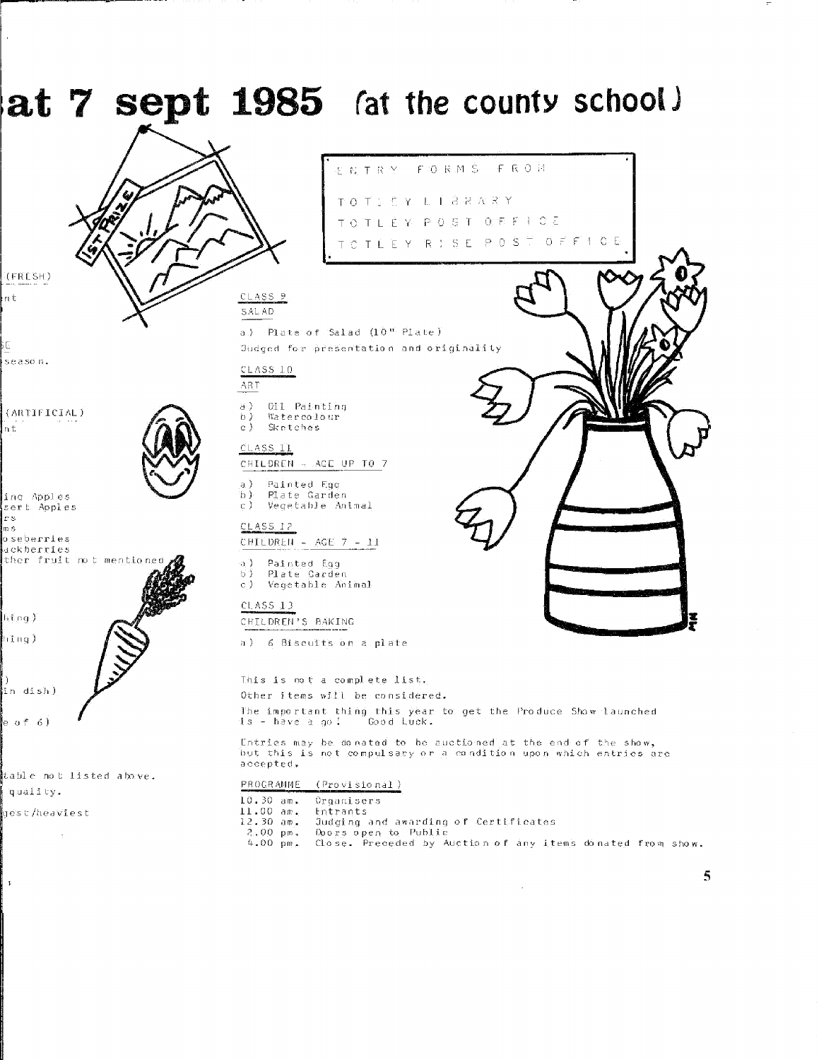# at 7 sept 1985 (at the county school)

(FRESH)

nt

E

season.

(ARTIFICIAL)

nt

ing Apples
sert Apples
rs
ms
oseberries
ackberries
ther fruit not mentioned

hing)

hing)

)
in dish)

e of 6)

table not listed above.

quality.

gest/heaviest

ENTRY FORMS FROM

TOTLEY LIBRARY

TOTLEY POST OFFICE

TOTLEY RISE POST OFFICE

CLASS 9

SALAD

a) Plate of Salad (10" Plate)
Judged for presentation and originality

CLASS 10

ART

a) Oil Painting
b) Watercolour
c) Sketches

CLASS 11

CHILDREN - AGE UP TO 7

a) Painted Egg
b) Plate Garden
c) Vegetable Animal

CLASS 12

CHILDREN - AGE 7 - 11

a) Painted Egg
b) Plate Garden
c) Vegetable Animal

CLASS 13

CHILDREN'S BAKING

a) 6 Biscuits on a plate

This is not a complete list.

Other items will be considered.

The important thing this year to get the Produce Show launched is - have a go! Good Luck.

Entries may be donated to be auctioned at the end of the show, but this is not compulsary or a condition upon which entries are accepted.

PROGRAMME (Provisional)

| | |
|---|---|
| 10.30 am. | Organisers |
| 11.00 am. | Entrants |
| 12.30 am. | Judging and awarding of Certificates |
| 2.00 pm. | Doors open to Public |
| 4.00 pm. | Close. Preceded by Auction of any items donated from show. |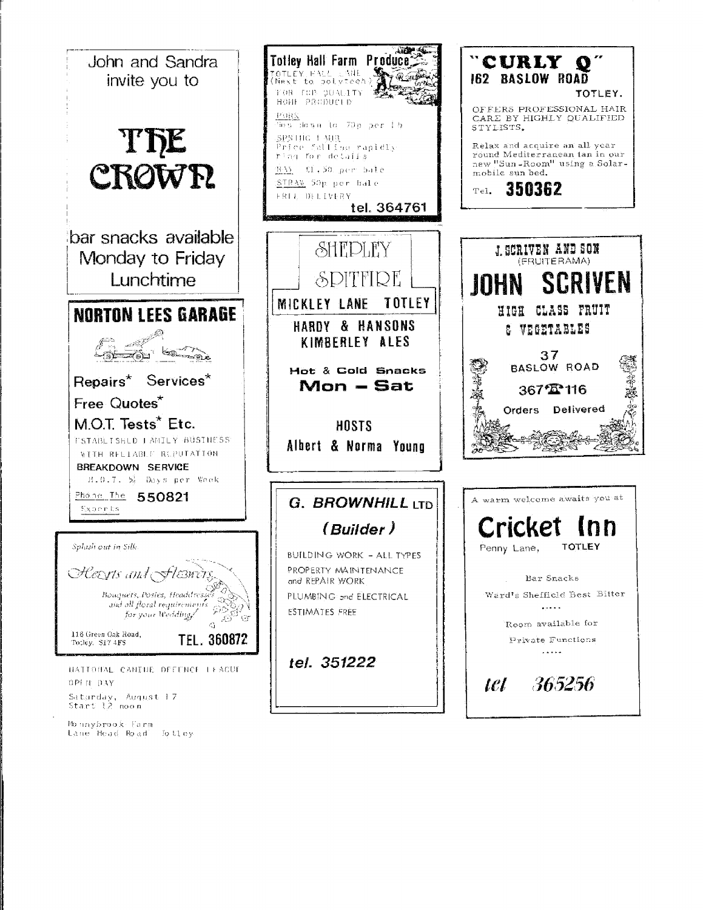John and Sandra invite you to

# THE CROWN

bar snacks available Monday to Friday Lunchtime

---

## NORTON LEES GARAGE

Repairs* Services*

Free Quotes*

M.O.T. Tests* Etc.

ESTABLISHED FAMILY BUSINESS WITH RELIABLE REPUTATION

BREAKDOWN SERVICE

M.O.T. 5½ Days per Week

Phone The Experts 550821

---

*Splash out in Silk*

*Hearts and Flowers*

*Bouquets, Posies, Headdresses and all floral requirements for your Wedding*

116 Green Oak Road, Totley, S17 4FS

TEL. 360872

---

NATIONAL CANINE DEFENCE LEAGUE

OPEN DAY

Saturday, August 17
Start 12 noon

Bonnybrook Farm
Lane Head Road Totley

---

## Totley Hall Farm Produce

TOTLEY HALL LANE
(Next to polytech)

FOR TOP QUALITY
HOME PRODUCED

PORK
Now down to 70p per lb

SPRING LAMB
Price falling rapidly
ring for details

HAY £1.50 per bale

STRAW 50p per bale

FREE DELIVERY

tel. 364761

---

## SHEPLEY SPITFIRE

MICKLEY LANE TOTLEY

HARDY & HANSONS KIMBERLEY ALES

Hot & Cold Snacks

**Mon – Sat**

HOSTS

Albert & Norma Young

---

## G. BROWNHILL LTD

*(Builder)*

BUILDING WORK – ALL TYPES

PROPERTY MAINTENANCE and REPAIR WORK

PLUMBING and ELECTRICAL

ESTIMATES FREE

*tel. 351222*

---

## "CURLY Q"

162 BASLOW ROAD

TOTLEY.

OFFERS PROFESSIONAL HAIR CARE BY HIGHLY QUALIFIED STYLISTS.

Relax and acquire an all year round Mediterranean tan in our new "Sun-Room" using a Solar-mobile sun bed.

Tel. 350362

---

J. SCRIVEN AND SON
(FRUITERAMA)

## JOHN SCRIVEN

HIGH CLASS FRUIT & VEGETABLES

37 BASLOW ROAD

367116

Orders Delivered

---

A warm welcome awaits you at

## Cricket Inn

Penny Lane, TOTLEY

Bar Snacks

Ward's Sheffield Best Bitter

.....

Room available for Private Functions

.....

*tel 365256*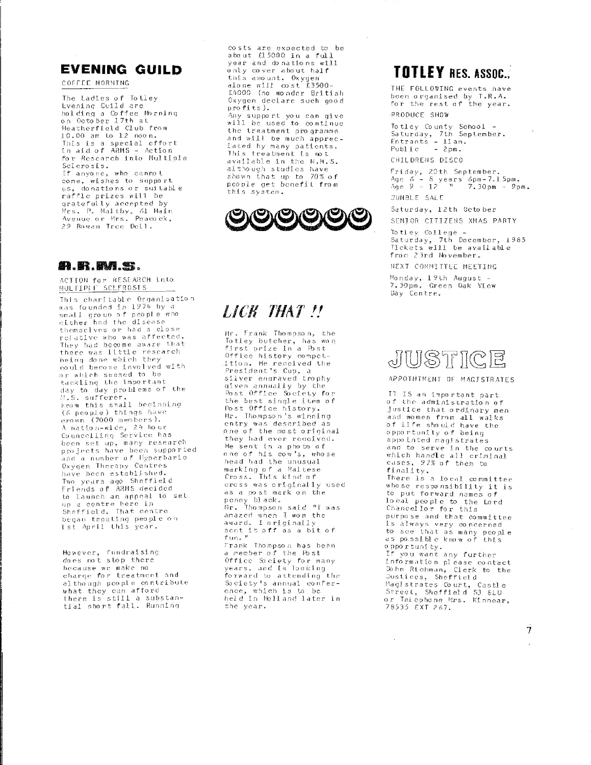## EVENING GUILD

COFFEE MORNING

The Ladies of Totley Evening Guild are holding a Coffee Morning on October 17th at Heatherfield Club from 10.00 am to 12 noon. This is a special effort in aid of ARMS - Action for Research into Multiple Sclerosis. If anyone, who cannot come, wishes to support us, donations or suitable raffle prizes will be gratefully accepted by Mrs. P. Maltby, 61 Main Avenue or Mrs. Peacock, 29 Rowan Tree Dell.

## A.R.M.S.

ACTION for RESEARCH into MULTIPLE SCLEROSIS

This charitable Organisation was founded in 1974 by a small group of people who either had the disease themselves or had a close relative who was affected. They had become aware that there was little research being done which they could become involved with or which seemed to be tackling the important day to day problems of the M.S. sufferer. From this small beginning (6 people) things have grown (7000 members). A nation-wide, 24 hour Counselling Service has been set up, many research projects have been supported and a number of Hyperbaric Oxygen Therapy Centres have been established. Two years ago Sheffield Friends of ARMS decided to launch an appeal to set up a centre here in Sheffield. That centre began treating people on 1st April this year.

However, fundraising does not stop there because we make no charge for treatment and although people contribute what they can afford there is still a substantial short fall. Running costs are expected to be about £15000 in a full year and donations will only cover about half this amount. Oxygen alone will cost £3500-£4000 (no wonder British Oxygen declare such good profits). Any support you can give will be used to continue the treatment programme and will be much appreciated by many patients. This treatment is not available in the N.H.S. although studies have shown that up to 70% of people get benefit from this system.

## LICK THAT !!

Mr. Frank Thompson, the Totley butcher, has won first prize in a Post Office history competition. He received the President's Cup, a silver engraved trophy given annually by the Post Office Society for the best single item of Post Office history. Mr. Thompson's winning entry was described as one of the most original they had ever received. He sent in a photo of one of his cow's, whose head had the unusual marking of a Maltese Cross. This kind of cross was originally used as a post mark on the penny black. Mr. Thompson said "I was amazed when I won the award. I originally sent it off as a bit of fun."
Frank Thompson has been a member of the Post Office Society for many years, and is looking forward to attending the Society's annual conference, which is to be held in Holland later in the year.

## TOTLEY RES. ASSOC.

THE FOLLOWING events have been organised by T.R.A. for the rest of the year.

PRODUCE SHOW

Totley County School - Saturday, 7th September.
Entrants - 11am.
Public - 2pm.

CHILDRENS DISCO

Friday, 20th September.
Age 6 - 8 years 6pm-7.15pm.
Age 9 - 12 " 7.30pm - 9pm.

JUMBLE SALE

Saturday, 12th October

SENIOR CITIZENS XMAS PARTY

Totley College - Saturday, 7th December, 1985
Tickets will be available from 23rd November.

NEXT COMMITTEE MEETING

Monday, 19th August - 7.30pm. Green Oak View Day Centre.

## JUSTICE

APPOINTMENT OF MAGISTRATES

IT IS an important part of the administration of justice that ordinary men and women from all walks of life should have the opportunity of being appointed magistrates and to serve in the courts which handle all criminal cases, 97% of them to finality.
There is a local committee whose responsibility it is to put forward names of local people to the Lord Chancellor for this purpose and that committee is always very concerned to see that as many people as possible know of this opportunity.
If you want any further information please contact John Richman, Clerk to the Justices, Sheffield Magistrates Court, Castle Street, Sheffield S3 8LU or Telephone Mrs. Kinnear, 78535 EXT 267.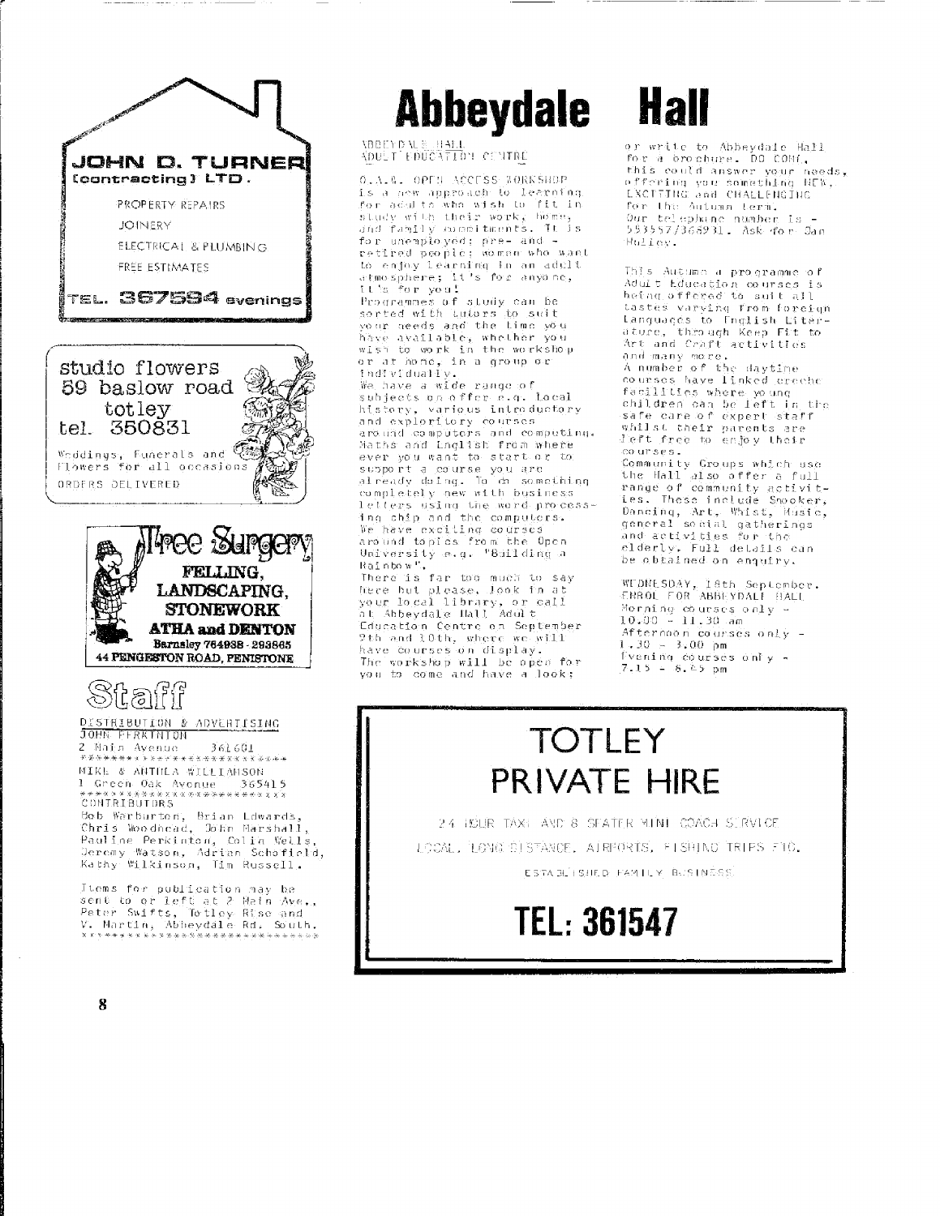**JOHN D. TURNER (contracting) LTD.**

PROPERTY REPAIRS

JOINERY

ELECTRICAL & PLUMBING

FREE ESTIMATES

TEL. 367594 evenings

studio flowers
59 baslow road
totley
tel. 350831

Weddings, Funerals and Flowers for all occasions

ORDERS DELIVERED

**Tree Surgery**

**FELLING, LANDSCAPING, STONEWORK**

**ATHA and DENTON**

Barnsley 764938 - 293865

44 PENGESTON ROAD, PENISTONE

## Staff

DISTRIBUTION & ADVERTISING

JOHN PERKINTON

2 Main Avenue 361601

*************************

MIKE & ANTHEA WILLIAMSON

1 Green Oak Avenue 365415

*************************

CONTRIBUTORS

Bob Warburton, Brian Edwards, Chris Woodhead, John Marshall, Pauline Perkinton, Colin Wells, Jeremy Watson, Adrian Schofield, Kathy Wilkinson, Tim Russell.

Items for publication may be sent to or left at 2 Main Ave., Peter Swifts, Totley Rise and V. Martin, Abbeydale Rd. South.

*****************************

# Abbeydale Hall

ABBEYDALE HALL
ADULT EDUCATION CENTRE

O.A.S. OPEN ACCESS WORKSHOP is a new approach to learning for adults who wish to fit in study with their work, home, and family commitments. It is for unemployed; pre- and - retired people; women who want to enjoy learning in an adult atmosphere; It's for anyone, It's for you!

Programmes of study can be sorted with tutors to suit your needs and the time you have available, whether you wish to work in the workshop or at home, in a group or individually.

We have a wide range of subjects on offer e.g. Local history, various introductory and exploritory courses around computers and computing. Maths and English from where ever you want to start or to support a course you are already doing. To do something completely new with business letters using the word processing chip and the computers. We have exciting courses around topics from the Open University e.g. "Building a Rainbow".

There is far too much to say here but please, look in at your local library, or call at Abbeydale Hall Adult Education Centre on September 9th and 10th, where we will have courses on display. The workshop will be open for you to come and have a look; or write to Abbeydale Hall for a brochure. DO COME, this could answer your needs, offering you something NEW, EXCITING and CHALLENGING for the Autumn term.

Our telephone number is - 553557/368931. Ask for Jan Hulley.

This Autumn a programme of Adult Education courses is being offered to suit all tastes varying from foreign languages to English Literature, through Keep Fit to Art and Craft activities and many more.

A number of the daytime courses have linked creche facilities where young children can be left in the safe care of expert staff whilst their parents are left free to enjoy their courses.

Community Groups which use the Hall also offer a full range of community activities. These include Snooker, Dancing, Art, Whist, Music, general social gatherings and activities for the elderly. Full details can be obtained on enquiry.

WEDNESDAY, 18th September. ENROL FOR ABBEYDALE HALL

Morning courses only - 10.00 - 11.30 am

Afternoon courses only - 1.30 - 3.00 pm

Evening courses only - 7.15 - 8.45 pm

# TOTLEY PRIVATE HIRE

24 HOUR TAXI AND 8 SEATER MINI COACH SERVICE

LOCAL, LONG DISTANCE, AIRPORTS, FISHING TRIPS ETC.

ESTABLISHED FAMILY BUSINESS

# TEL: 361547